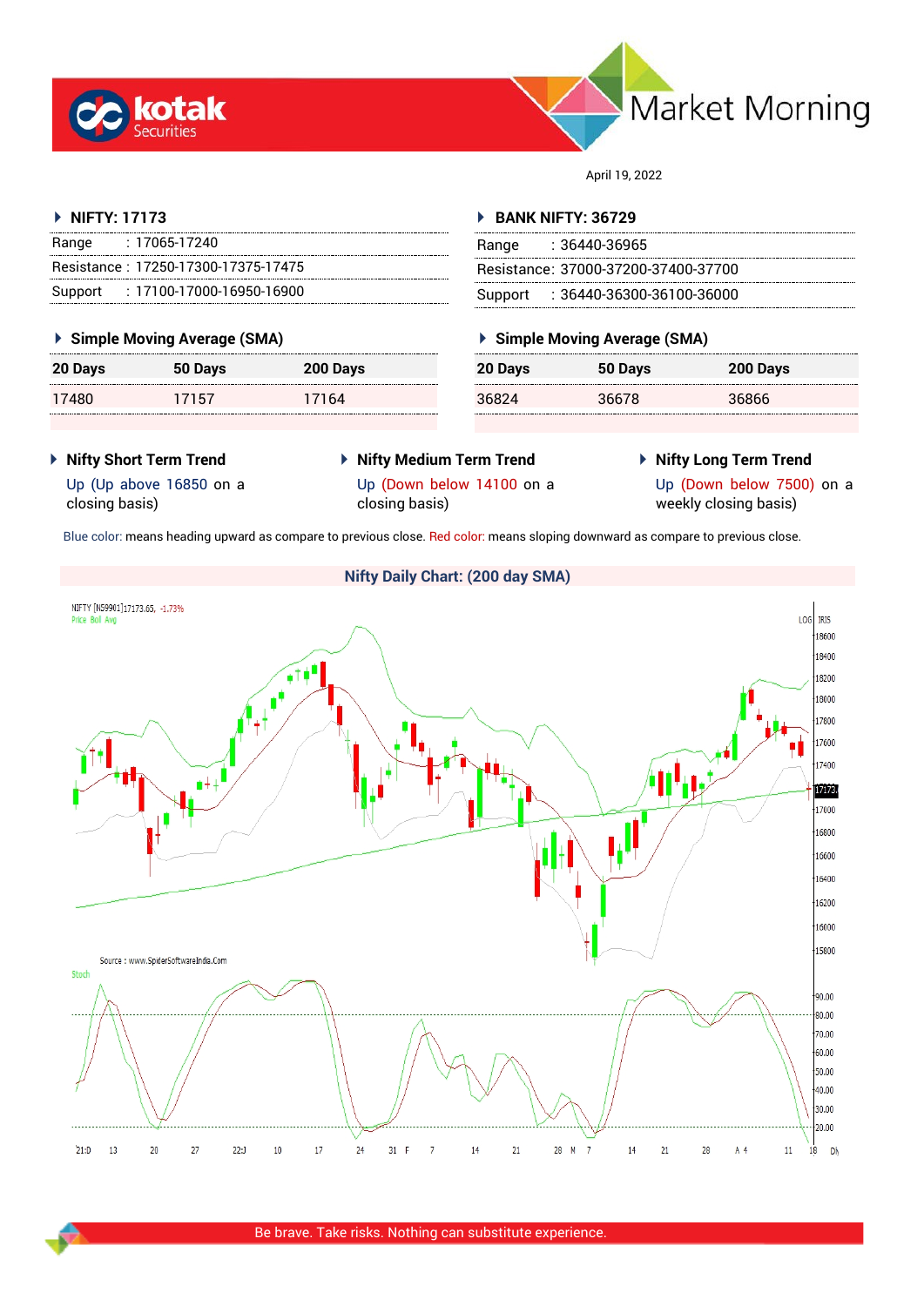# Market Morning

April 19, 2022

### NIFTY: 17173

| | |
|---|---|
| Range | : 17065-17240 |
| Resistance | : 17250-17300-17375-17475 |
| Support | : 17100-17000-16950-16900 |

### BANK NIFTY: 36729

| | |
|---|---|
| Range | : 36440-36965 |
| Resistance | : 37000-37200-37400-37700 |
| Support | : 36440-36300-36100-36000 |

### Simple Moving Average (SMA) — NIFTY

| 20 Days | 50 Days | 200 Days |
|---|---|---|
| 17480 | 17157 | 17164 |

### Simple Moving Average (SMA) — BANK NIFTY

| 20 Days | 50 Days | 200 Days |
|---|---|---|
| 36824 | 36678 | 36866 |

### Nifty Short Term Trend

Up (Up above 16850 on a closing basis)

### Nifty Medium Term Trend

Up (Down below 14100 on a closing basis)

### Nifty Long Term Trend

Up (Down below 7500) on a weekly closing basis)

Blue color: means heading upward as compare to previous close. Red color: means sloping downward as compare to previous close.

### Nifty Daily Chart: (200 day SMA)

NIFTY [N59901]17173.65, -1.73%
Price Boll Avg

LOG IRIS

18600
18400
18200
18000
17800
17600
17400
17173
17000
16800
16600
16400
16200
16000
15800

Source : www.SpiderSoftwareIndia.Com

Stoch

90.00
80.00
70.00
60.00
50.00
40.00
30.00
20.00

21:D 13 20 27 22:J 10 17 24 31 F 7 14 21 28 M 7 14 21 28 A 4 11 18 D\

Be brave. Take risks. Nothing can substitute experience.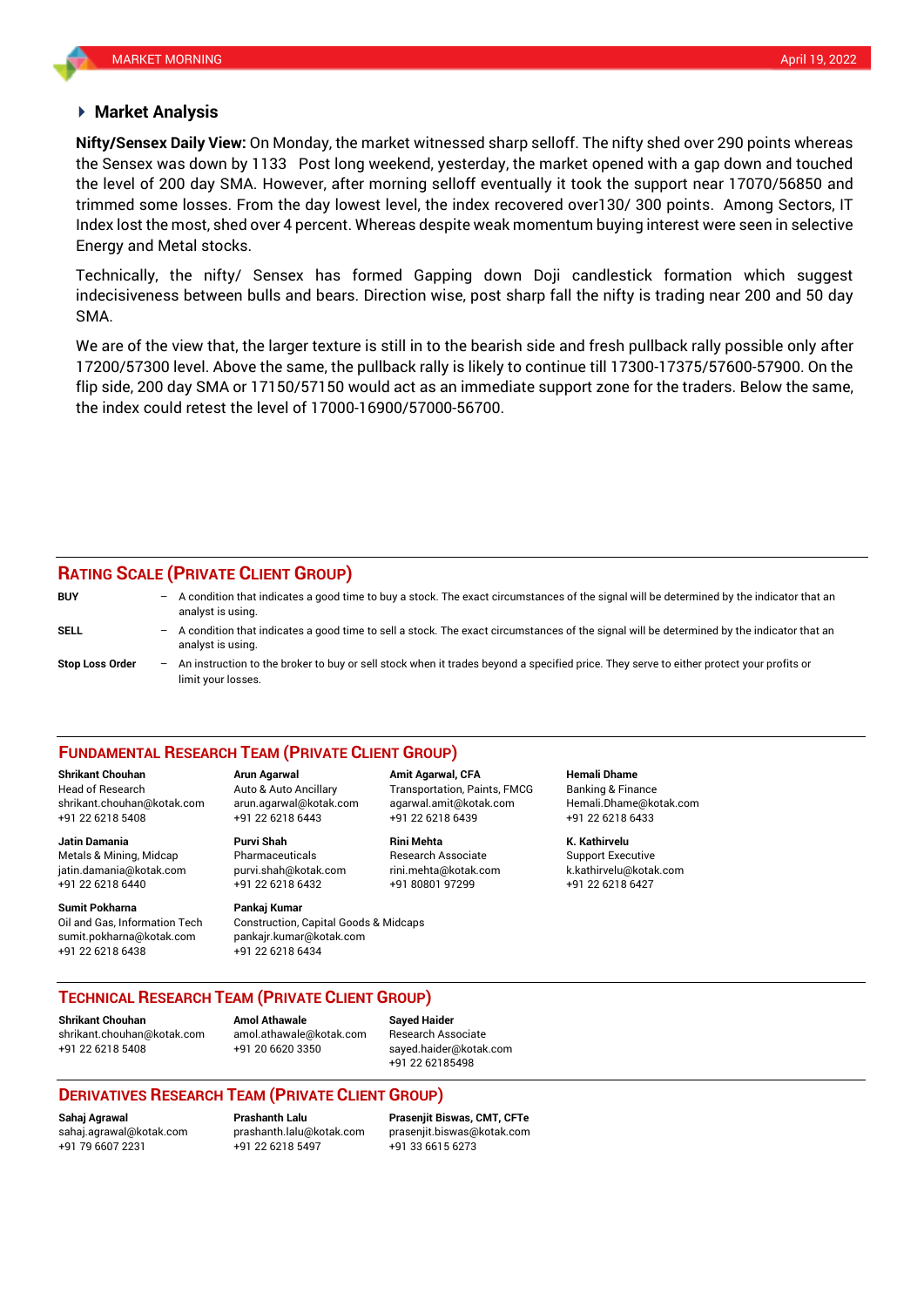## Market Analysis

**Nifty/Sensex Daily View:** On Monday, the market witnessed sharp selloff. The nifty shed over 290 points whereas the Sensex was down by 1133 Post long weekend, yesterday, the market opened with a gap down and touched the level of 200 day SMA. However, after morning selloff eventually it took the support near 17070/56850 and trimmed some losses. From the day lowest level, the index recovered over130/ 300 points. Among Sectors, IT Index lost the most, shed over 4 percent. Whereas despite weak momentum buying interest were seen in selective Energy and Metal stocks.

Technically, the nifty/ Sensex has formed Gapping down Doji candlestick formation which suggest indecisiveness between bulls and bears. Direction wise, post sharp fall the nifty is trading near 200 and 50 day SMA.

We are of the view that, the larger texture is still in to the bearish side and fresh pullback rally possible only after 17200/57300 level. Above the same, the pullback rally is likely to continue till 17300-17375/57600-57900. On the flip side, 200 day SMA or 17150/57150 would act as an immediate support zone for the traders. Below the same, the index could retest the level of 17000-16900/57000-56700.

## RATING SCALE (PRIVATE CLIENT GROUP)

**BUY** – A condition that indicates a good time to buy a stock. The exact circumstances of the signal will be determined by the indicator that an analyst is using.

**SELL** – A condition that indicates a good time to sell a stock. The exact circumstances of the signal will be determined by the indicator that an analyst is using.

**Stop Loss Order** – An instruction to the broker to buy or sell stock when it trades beyond a specified price. They serve to either protect your profits or limit your losses.

## FUNDAMENTAL RESEARCH TEAM (PRIVATE CLIENT GROUP)

**Shrikant Chouhan**
Head of Research
shrikant.chouhan@kotak.com
+91 22 6218 5408

**Arun Agarwal**
Auto & Auto Ancillary
arun.agarwal@kotak.com
+91 22 6218 6443

**Amit Agarwal, CFA**
Transportation, Paints, FMCG
agarwal.amit@kotak.com
+91 22 6218 6439

**Hemali Dhame**
Banking & Finance
Hemali.Dhame@kotak.com
+91 22 6218 6433

**Jatin Damania**
Metals & Mining, Midcap
jatin.damania@kotak.com
+91 22 6218 6440

**Purvi Shah**
Pharmaceuticals
purvi.shah@kotak.com
+91 22 6218 6432

**Rini Mehta**
Research Associate
rini.mehta@kotak.com
+91 80801 97299

**K. Kathirvelu**
Support Executive
k.kathirvelu@kotak.com
+91 22 6218 6427

**Sumit Pokharna**
Oil and Gas, Information Tech
sumit.pokharna@kotak.com
+91 22 6218 6438

**Pankaj Kumar**
Construction, Capital Goods & Midcaps
pankajr.kumar@kotak.com
+91 22 6218 6434

## TECHNICAL RESEARCH TEAM (PRIVATE CLIENT GROUP)

**Shrikant Chouhan**
shrikant.chouhan@kotak.com
+91 22 6218 5408

**Amol Athawale**
amol.athawale@kotak.com
+91 20 6620 3350

**Sayed Haider**
Research Associate
sayed.haider@kotak.com
+91 22 62185498

## DERIVATIVES RESEARCH TEAM (PRIVATE CLIENT GROUP)

**Sahaj Agrawal**
sahaj.agrawal@kotak.com
+91 79 6607 2231

**Prashanth Lalu**
prashanth.lalu@kotak.com
+91 22 6218 5497

**Prasenjit Biswas, CMT, CFTe**
prasenjit.biswas@kotak.com
+91 33 6615 6273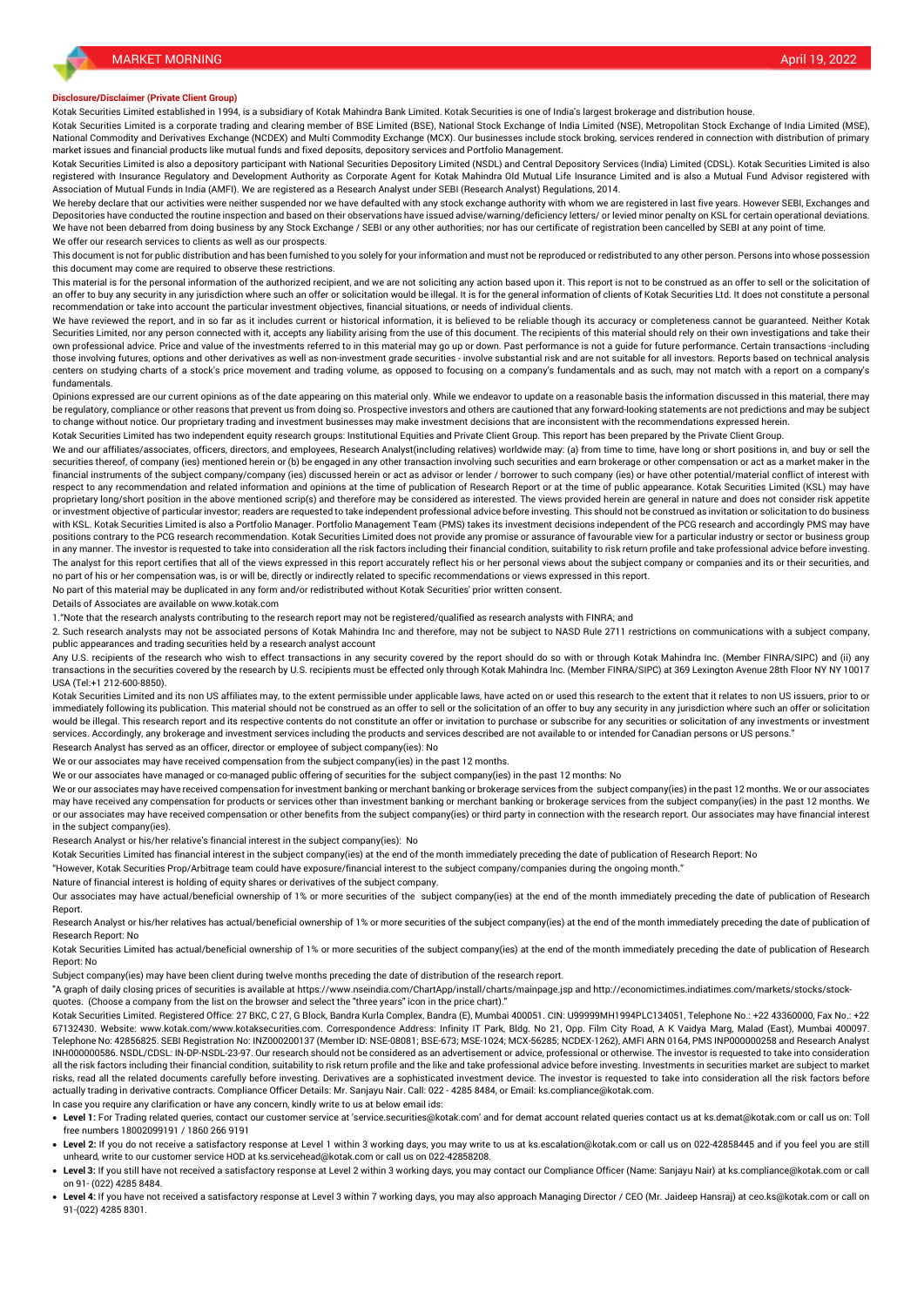**Disclosure/Disclaimer (Private Client Group)**

Kotak Securities Limited established in 1994, is a subsidiary of Kotak Mahindra Bank Limited. Kotak Securities is one of India's largest brokerage and distribution house.

Kotak Securities Limited is a corporate trading and clearing member of BSE Limited (BSE), National Stock Exchange of India Limited (NSE), Metropolitan Stock Exchange of India Limited (MSE), National Commodity and Derivatives Exchange (NCDEX) and Multi Commodity Exchange (MCX). Our businesses include stock broking, services rendered in connection with distribution of primary market issues and financial products like mutual funds and fixed deposits, depository services and Portfolio Management.

Kotak Securities Limited is also a depository participant with National Securities Depository Limited (NSDL) and Central Depository Services (India) Limited (CDSL). Kotak Securities Limited is also registered with Insurance Regulatory and Development Authority as Corporate Agent for Kotak Mahindra Old Mutual Life Insurance Limited and is also a Mutual Fund Advisor registered with Association of Mutual Funds in India (AMFI). We are registered as a Research Analyst under SEBI (Research Analyst) Regulations, 2014.

We hereby declare that our activities were neither suspended nor we have defaulted with any stock exchange authority with whom we are registered in last five years. However SEBI, Exchanges and Depositories have conducted the routine inspection and based on their observations have issued advise/warning/deficiency letters/ or levied minor penalty on KSL for certain operational deviations. We have not been debarred from doing business by any Stock Exchange / SEBI or any other authorities; nor has our certificate of registration been cancelled by SEBI at any point of time.

We offer our research services to clients as well as our prospects.

This document is not for public distribution and has been furnished to you solely for your information and must not be reproduced or redistributed to any other person. Persons into whose possession this document may come are required to observe these restrictions.

This material is for the personal information of the authorized recipient, and we are not soliciting any action based upon it. This report is not to be construed as an offer to sell or the solicitation of an offer to buy any security in any jurisdiction where such an offer or solicitation would be illegal. It is for the general information of clients of Kotak Securities Ltd. It does not constitute a personal recommendation or take into account the particular investment objectives, financial situations, or needs of individual clients.

We have reviewed the report, and in so far as it includes current or historical information, it is believed to be reliable though its accuracy or completeness cannot be guaranteed. Neither Kotak Securities Limited, nor any person connected with it, accepts any liability arising from the use of this document. The recipients of this material should rely on their own investigations and take their own professional advice. Price and value of the investments referred to in this material may go up or down. Past performance is not a guide for future performance. Certain transactions -including those involving futures, options and other derivatives as well as non-investment grade securities - involve substantial risk and are not suitable for all investors. Reports based on technical analysis centers on studying charts of a stock's price movement and trading volume, as opposed to focusing on a company's fundamentals and as such, may not match with a report on a company's fundamentals.

Opinions expressed are our current opinions as of the date appearing on this material only. While we endeavor to update on a reasonable basis the information discussed in this material, there may be regulatory, compliance or other reasons that prevent us from doing so. Prospective investors and others are cautioned that any forward-looking statements are not predictions and may be subject to change without notice. Our proprietary trading and investment businesses may make investment decisions that are inconsistent with the recommendations expressed herein.

Kotak Securities Limited has two independent equity research groups: Institutional Equities and Private Client Group. This report has been prepared by the Private Client Group.

We and our affiliates/associates, officers, directors, and employees, Research Analyst(including relatives) worldwide may: (a) from time to time, have long or short positions in, and buy or sell the securities thereof, of company (ies) mentioned herein or (b) be engaged in any other transaction involving such securities and earn brokerage or other compensation or act as a market maker in the financial instruments of the subject company/company (ies) discussed herein or act as advisor or lender / borrower to such company (ies) or have other potential/material conflict of interest with respect to any recommendation and related information and opinions at the time of publication of Research Report or at the time of public appearance. Kotak Securities Limited (KSL) may have proprietary long/short position in the above mentioned scrip(s) and therefore may be considered as interested. The views provided herein are general in nature and does not consider risk appetite or investment objective of particular investor; readers are requested to take independent professional advice before investing. This should not be construed as invitation or solicitation to do business with KSL. Kotak Securities Limited is also a Portfolio Manager. Portfolio Management Team (PMS) takes its investment decisions independent of the PCG research and accordingly PMS may have positions contrary to the PCG research recommendation. Kotak Securities Limited does not provide any promise or assurance of favourable view for a particular industry or sector or business group in any manner. The investor is requested to take into consideration all the risk factors including their financial condition, suitability to risk return profile and take professional advice before investing.

The analyst for this report certifies that all of the views expressed in this report accurately reflect his or her personal views about the subject company or companies and its or their securities, and no part of his or her compensation was, is or will be, directly or indirectly related to specific recommendations or views expressed in this report.

No part of this material may be duplicated in any form and/or redistributed without Kotak Securities' prior written consent.

Details of Associates are available on www.kotak.com

1."Note that the research analysts contributing to the research report may not be registered/qualified as research analysts with FINRA; and

2. Such research analysts may not be associated persons of Kotak Mahindra Inc and therefore, may not be subject to NASD Rule 2711 restrictions on communications with a subject company, public appearances and trading securities held by a research analyst account

Any U.S. recipients of the research who wish to effect transactions in any security covered by the report should do so with or through Kotak Mahindra Inc. (Member FINRA/SIPC) and (ii) any transactions in the securities covered by the research by U.S. recipients must be effected only through Kotak Mahindra Inc. (Member FINRA/SIPC) at 369 Lexington Avenue 28th Floor NY NY 10017 USA (Tel:+1 212-600-8850).

Kotak Securities Limited and its non US affiliates may, to the extent permissible under applicable laws, have acted on or used this research to the extent that it relates to non US issuers, prior to or immediately following its publication. This material should not be construed as an offer to sell or the solicitation of an offer to buy any security in any jurisdiction where such an offer or solicitation would be illegal. This research report and its respective contents do not constitute an offer or invitation to purchase or subscribe for any securities or solicitation of any investments or investment services. Accordingly, any brokerage and investment services including the products and services described are not available to or intended for Canadian persons or US persons."

Research Analyst has served as an officer, director or employee of subject company(ies): No

We or our associates may have received compensation from the subject company(ies) in the past 12 months.

We or our associates have managed or co-managed public offering of securities for the subject company(ies) in the past 12 months: No

We or our associates may have received compensation for investment banking or merchant banking or brokerage services from the subject company(ies) in the past 12 months. We or our associates may have received any compensation for products or services other than investment banking or merchant banking or brokerage services from the subject company(ies) in the past 12 months. We or our associates may have received compensation or other benefits from the subject company(ies) or third party in connection with the research report. Our associates may have financial interest in the subject company(ies).

Research Analyst or his/her relative's financial interest in the subject company(ies): No

Kotak Securities Limited has financial interest in the subject company(ies) at the end of the month immediately preceding the date of publication of Research Report: No

"However, Kotak Securities Prop/Arbitrage team could have exposure/financial interest to the subject company/companies during the ongoing month."

Nature of financial interest is holding of equity shares or derivatives of the subject company.

Our associates may have actual/beneficial ownership of 1% or more securities of the subject company(ies) at the end of the month immediately preceding the date of publication of Research Report.

Research Analyst or his/her relatives has actual/beneficial ownership of 1% or more securities of the subject company(ies) at the end of the month immediately preceding the date of publication of Research Report: No

Kotak Securities Limited has actual/beneficial ownership of 1% or more securities of the subject company(ies) at the end of the month immediately preceding the date of publication of Research Report: No

Subject company(ies) may have been client during twelve months preceding the date of distribution of the research report.

"A graph of daily closing prices of securities is available at https://www.nseindia.com/ChartApp/install/charts/mainpage.jsp and http://economictimes.indiatimes.com/markets/stocks/stock-quotes. (Choose a company from the list on the browser and select the "three years" icon in the price chart)."

Kotak Securities Limited. Registered Office: 27 BKC, C 27, G Block, Bandra Kurla Complex, Bandra (E), Mumbai 400051. CIN: U99999MH1994PLC134051, Telephone No.: +22 43360000, Fax No.: +22 67132430. Website: www.kotak.com/www.kotaksecurities.com. Correspondence Address: Infinity IT Park, Bldg. No 21, Opp. Film City Road, A K Vaidya Marg, Malad (East), Mumbai 400097. Telephone No: 42856825. SEBI Registration No: INZ000200137 (Member ID: NSE-08081; BSE-673; MSE-1024; MCX-56285; NCDEX-1262), AMFI ARN 0164, PMS INP000000258 and Research Analyst INH000000586. NSDL/CDSL: IN-DP-NSDL-23-97. Our research should not be considered as an advertisement or advice, professional or otherwise. The investor is requested to take into consideration all the risk factors including their financial condition, suitability to risk return profile and the like and take professional advice before investing. Investments in securities market are subject to market risks, read all the related documents carefully before investing. Derivatives are a sophisticated investment device. The investor is requested to take into consideration all the risk factors before actually trading in derivative contracts. Compliance Officer Details: Mr. Sanjayu Nair. Call: 022 - 4285 8484, or Email: ks.compliance@kotak.com.

In case you require any clarification or have any concern, kindly write to us at below email ids:

- **Level 1:** For Trading related queries, contact our customer service at 'service.securities@kotak.com' and for demat account related queries contact us at ks.demat@kotak.com or call us on: Toll free numbers 18002099191 / 1860 266 9191
- **Level 2:** If you do not receive a satisfactory response at Level 1 within 3 working days, you may write to us at ks.escalation@kotak.com or call us on 022-42858445 and if you feel you are still unheard, write to our customer service HOD at ks.servicehead@kotak.com or call us on 022-42858208.
- **Level 3:** If you still have not received a satisfactory response at Level 2 within 3 working days, you may contact our Compliance Officer (Name: Sanjayu Nair) at ks.compliance@kotak.com or call on 91- (022) 4285 8484.
- **Level 4:** If you have not received a satisfactory response at Level 3 within 7 working days, you may also approach Managing Director / CEO (Mr. Jaideep Hansraj) at ceo.ks@kotak.com or call on 91-(022) 4285 8301.